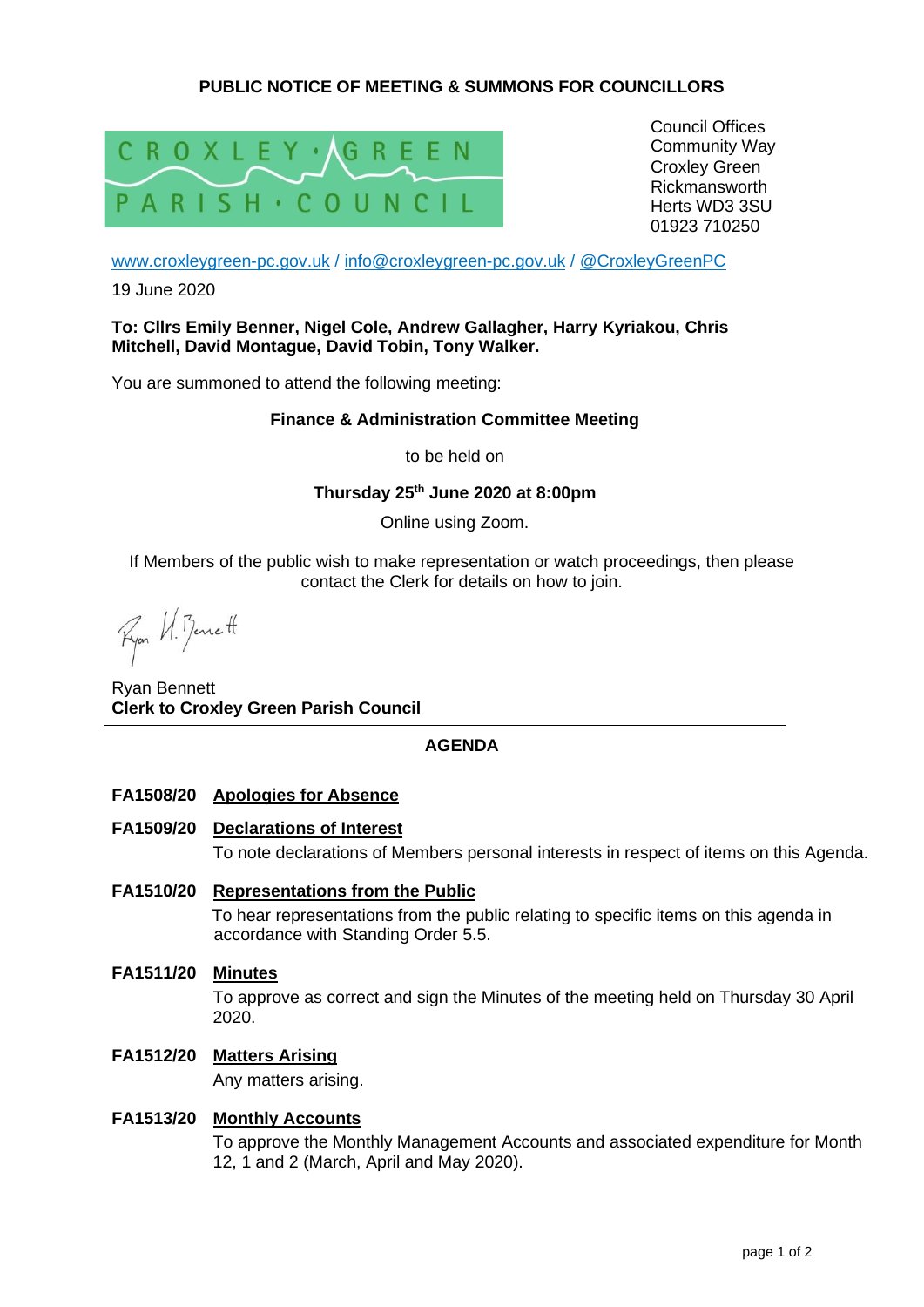# PUBLIC NOTICE OF MEETING & SUMMONS FOR COUNCILLORS

CROXLEY GREEN PARISH COUNCIL

Council Offices
Community Way
Croxley Green
Rickmansworth
Herts WD3 3SU
01923 710250

www.croxleygreen-pc.gov.uk / info@croxleygreen-pc.gov.uk / @CroxleyGreenPC

19 June 2020

**To: Cllrs Emily Benner, Nigel Cole, Andrew Gallagher, Harry Kyriakou, Chris Mitchell, David Montague, David Tobin, Tony Walker.**

You are summoned to attend the following meeting:

**Finance & Administration Committee Meeting**

to be held on

**Thursday 25th June 2020 at 8:00pm**

Online using Zoom.

If Members of the public wish to make representation or watch proceedings, then please contact the Clerk for details on how to join.

Ryan H. Bennett

Ryan Bennett
**Clerk to Croxley Green Parish Council**

---

## AGENDA

**FA1508/20 Apologies for Absence**

**FA1509/20 Declarations of Interest**

To note declarations of Members personal interests in respect of items on this Agenda.

**FA1510/20 Representations from the Public**

To hear representations from the public relating to specific items on this agenda in accordance with Standing Order 5.5.

**FA1511/20 Minutes**

To approve as correct and sign the Minutes of the meeting held on Thursday 30 April 2020.

**FA1512/20 Matters Arising**

Any matters arising.

**FA1513/20 Monthly Accounts**

To approve the Monthly Management Accounts and associated expenditure for Month 12, 1 and 2 (March, April and May 2020).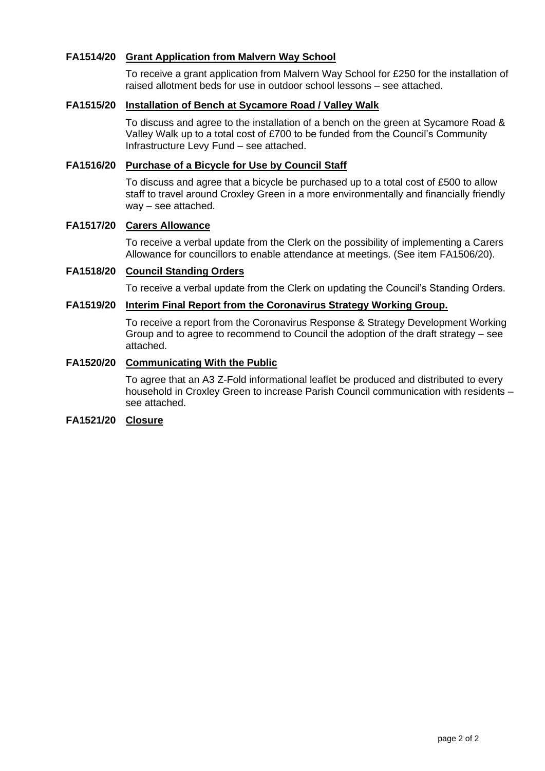**FA1514/20 Grant Application from Malvern Way School**

To receive a grant application from Malvern Way School for £250 for the installation of raised allotment beds for use in outdoor school lessons – see attached.

**FA1515/20 Installation of Bench at Sycamore Road / Valley Walk**

To discuss and agree to the installation of a bench on the green at Sycamore Road & Valley Walk up to a total cost of £700 to be funded from the Council's Community Infrastructure Levy Fund – see attached.

**FA1516/20 Purchase of a Bicycle for Use by Council Staff**

To discuss and agree that a bicycle be purchased up to a total cost of £500 to allow staff to travel around Croxley Green in a more environmentally and financially friendly way – see attached.

**FA1517/20 Carers Allowance**

To receive a verbal update from the Clerk on the possibility of implementing a Carers Allowance for councillors to enable attendance at meetings. (See item FA1506/20).

**FA1518/20 Council Standing Orders**

To receive a verbal update from the Clerk on updating the Council's Standing Orders.

**FA1519/20 Interim Final Report from the Coronavirus Strategy Working Group.**

To receive a report from the Coronavirus Response & Strategy Development Working Group and to agree to recommend to Council the adoption of the draft strategy – see attached.

**FA1520/20 Communicating With the Public**

To agree that an A3 Z-Fold informational leaflet be produced and distributed to every household in Croxley Green to increase Parish Council communication with residents – see attached.

**FA1521/20 Closure**